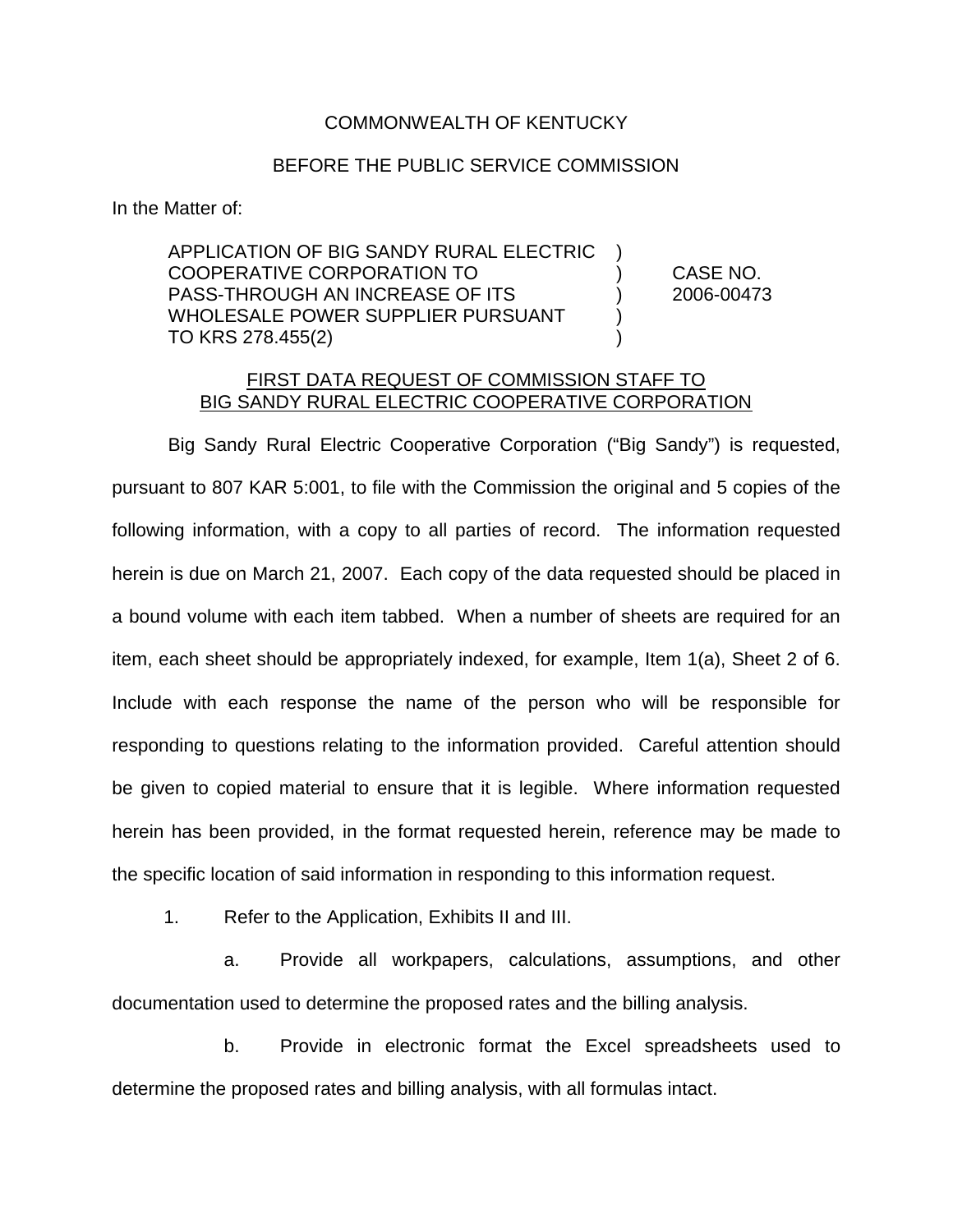COMMONWEALTH OF KENTUCKY

BEFORE THE PUBLIC SERVICE COMMISSION

In the Matter of:

| | | |
|---|---|---|
| APPLICATION OF BIG SANDY RURAL ELECTRIC COOPERATIVE CORPORATION TO PASS-THROUGH AN INCREASE OF ITS WHOLESALE POWER SUPPLIER PURSUANT TO KRS 278.455(2) | ) ) ) ) ) | CASE NO. 2006-00473 |

FIRST DATA REQUEST OF COMMISSION STAFF TO BIG SANDY RURAL ELECTRIC COOPERATIVE CORPORATION

Big Sandy Rural Electric Cooperative Corporation ("Big Sandy") is requested, pursuant to 807 KAR 5:001, to file with the Commission the original and 5 copies of the following information, with a copy to all parties of record. The information requested herein is due on March 21, 2007. Each copy of the data requested should be placed in a bound volume with each item tabbed. When a number of sheets are required for an item, each sheet should be appropriately indexed, for example, Item 1(a), Sheet 2 of 6. Include with each response the name of the person who will be responsible for responding to questions relating to the information provided. Careful attention should be given to copied material to ensure that it is legible. Where information requested herein has been provided, in the format requested herein, reference may be made to the specific location of said information in responding to this information request.

1. Refer to the Application, Exhibits II and III.

   a. Provide all workpapers, calculations, assumptions, and other documentation used to determine the proposed rates and the billing analysis.

   b. Provide in electronic format the Excel spreadsheets used to determine the proposed rates and billing analysis, with all formulas intact.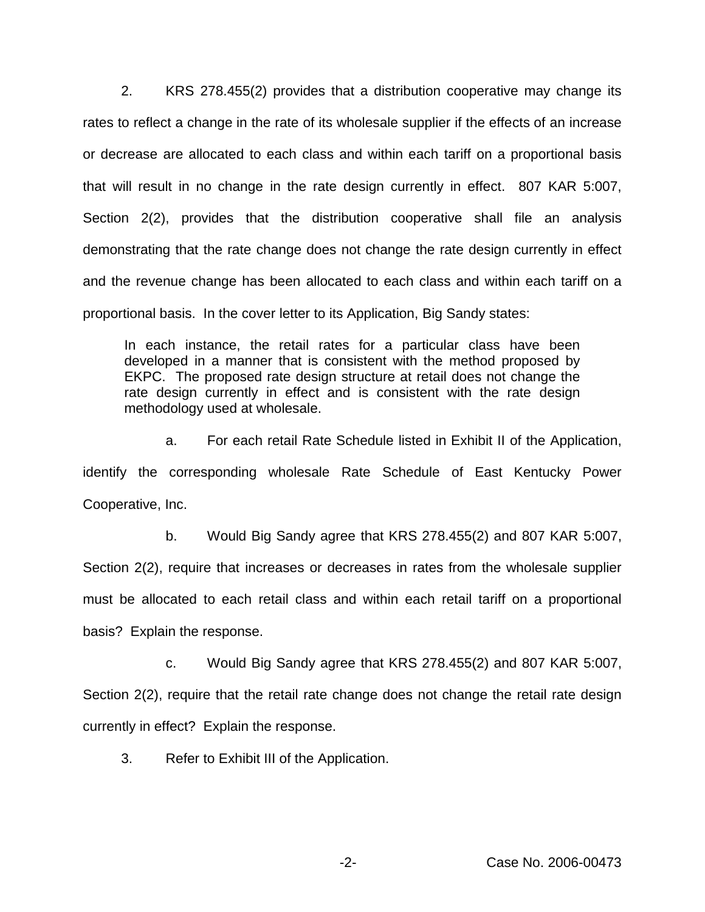2. KRS 278.455(2) provides that a distribution cooperative may change its rates to reflect a change in the rate of its wholesale supplier if the effects of an increase or decrease are allocated to each class and within each tariff on a proportional basis that will result in no change in the rate design currently in effect. 807 KAR 5:007, Section 2(2), provides that the distribution cooperative shall file an analysis demonstrating that the rate change does not change the rate design currently in effect and the revenue change has been allocated to each class and within each tariff on a proportional basis. In the cover letter to its Application, Big Sandy states:

> In each instance, the retail rates for a particular class have been developed in a manner that is consistent with the method proposed by EKPC. The proposed rate design structure at retail does not change the rate design currently in effect and is consistent with the rate design methodology used at wholesale.

a. For each retail Rate Schedule listed in Exhibit II of the Application, identify the corresponding wholesale Rate Schedule of East Kentucky Power Cooperative, Inc.

b. Would Big Sandy agree that KRS 278.455(2) and 807 KAR 5:007, Section 2(2), require that increases or decreases in rates from the wholesale supplier must be allocated to each retail class and within each retail tariff on a proportional basis? Explain the response.

c. Would Big Sandy agree that KRS 278.455(2) and 807 KAR 5:007, Section 2(2), require that the retail rate change does not change the retail rate design currently in effect? Explain the response.

3. Refer to Exhibit III of the Application.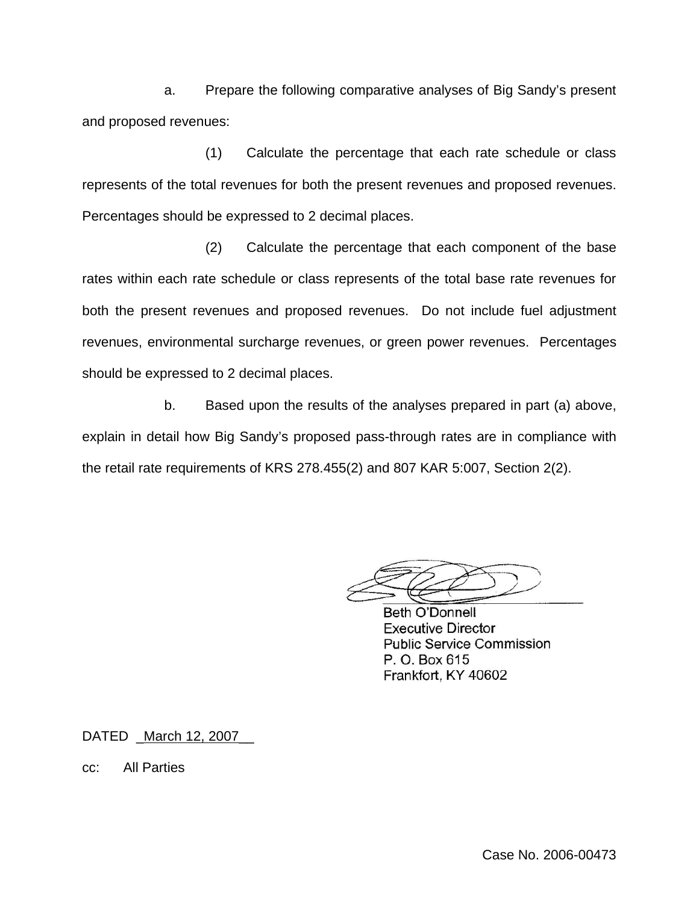a. Prepare the following comparative analyses of Big Sandy's present and proposed revenues:

(1) Calculate the percentage that each rate schedule or class represents of the total revenues for both the present revenues and proposed revenues. Percentages should be expressed to 2 decimal places.

(2) Calculate the percentage that each component of the base rates within each rate schedule or class represents of the total base rate revenues for both the present revenues and proposed revenues. Do not include fuel adjustment revenues, environmental surcharge revenues, or green power revenues. Percentages should be expressed to 2 decimal places.

b. Based upon the results of the analyses prepared in part (a) above, explain in detail how Big Sandy's proposed pass-through rates are in compliance with the retail rate requirements of KRS 278.455(2) and 807 KAR 5:007, Section 2(2).

Beth O'Donnell
Executive Director
Public Service Commission
P. O. Box 615
Frankfort, KY 40602

DATED _March 12, 2007__

cc: All Parties

Case No. 2006-00473